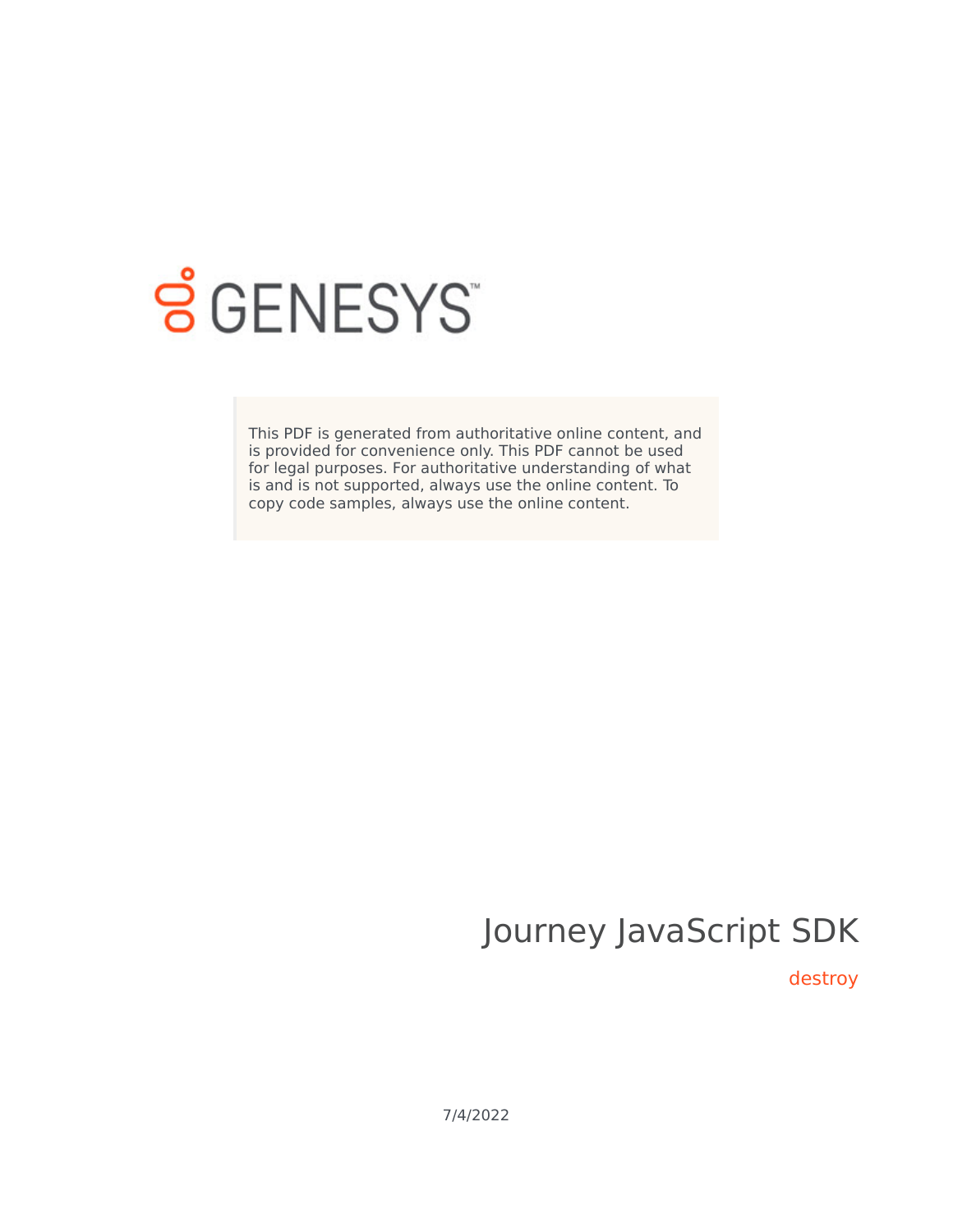GENESYS

This PDF is generated from authoritative online content, and is provided for convenience only. This PDF cannot be used for legal purposes. For authoritative understanding of what is and is not supported, always use the online content. To copy code samples, always use the online content.

# Journey JavaScript SDK

## destroy

7/4/2022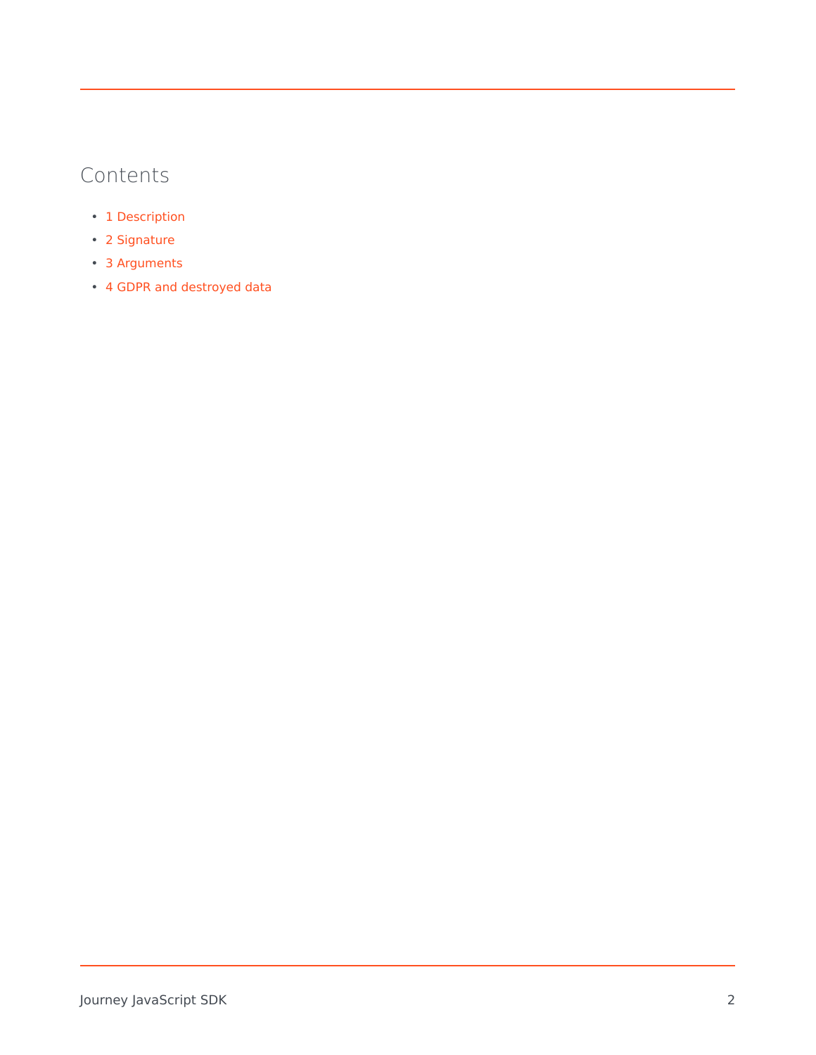## Contents

- 1 Description
- 2 Signature
- 3 Arguments
- 4 GDPR and destroyed data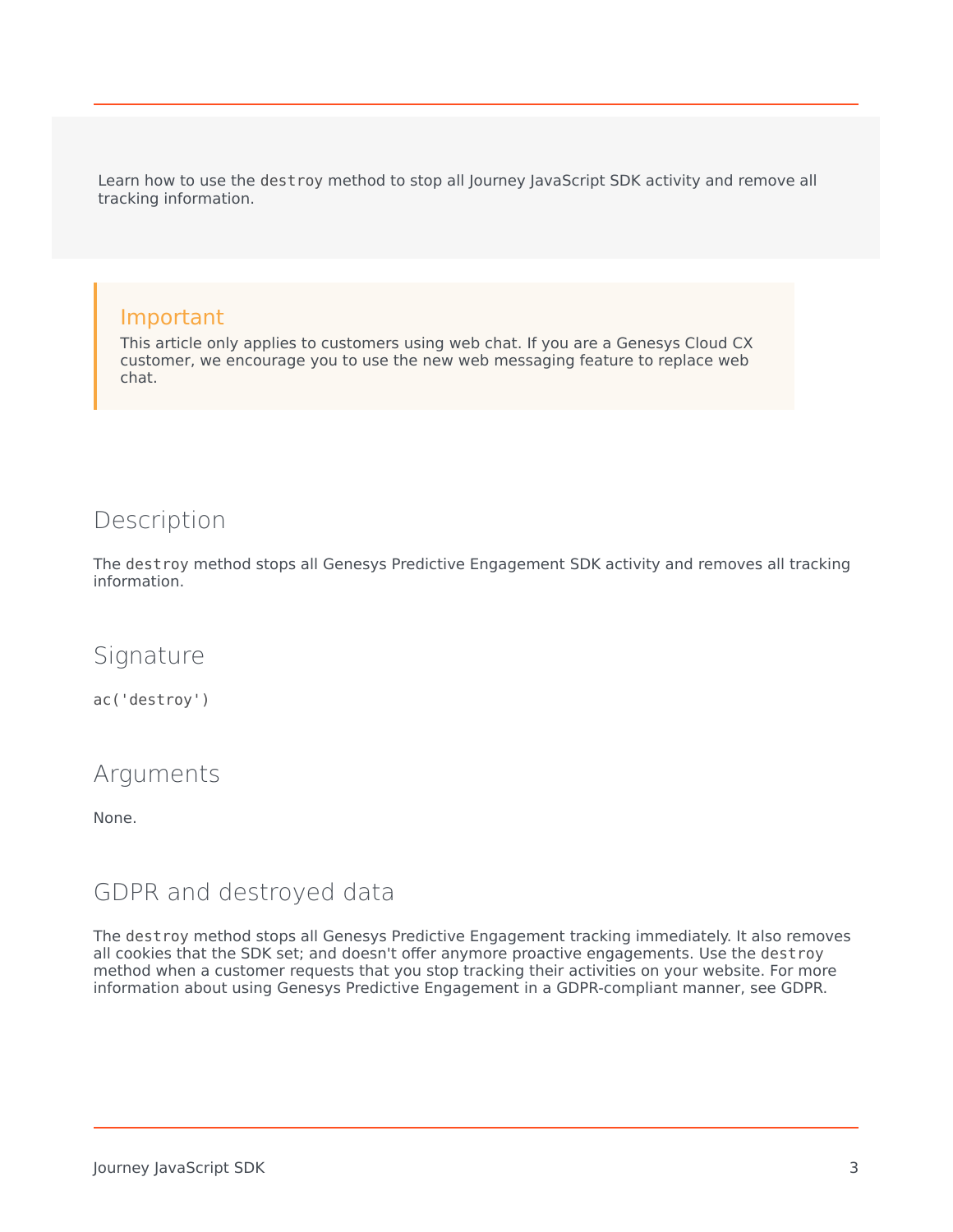Learn how to use the `destroy` method to stop all Journey JavaScript SDK activity and remove all tracking information.

> **Important**
> This article only applies to customers using web chat. If you are a Genesys Cloud CX customer, we encourage you to use the new web messaging feature to replace web chat.

## Description

The `destroy` method stops all Genesys Predictive Engagement SDK activity and removes all tracking information.

## Signature

```
ac('destroy')
```

## Arguments

None.

## GDPR and destroyed data

The `destroy` method stops all Genesys Predictive Engagement tracking immediately. It also removes all cookies that the SDK set; and doesn't offer anymore proactive engagements. Use the `destroy` method when a customer requests that you stop tracking their activities on your website. For more information about using Genesys Predictive Engagement in a GDPR-compliant manner, see GDPR.